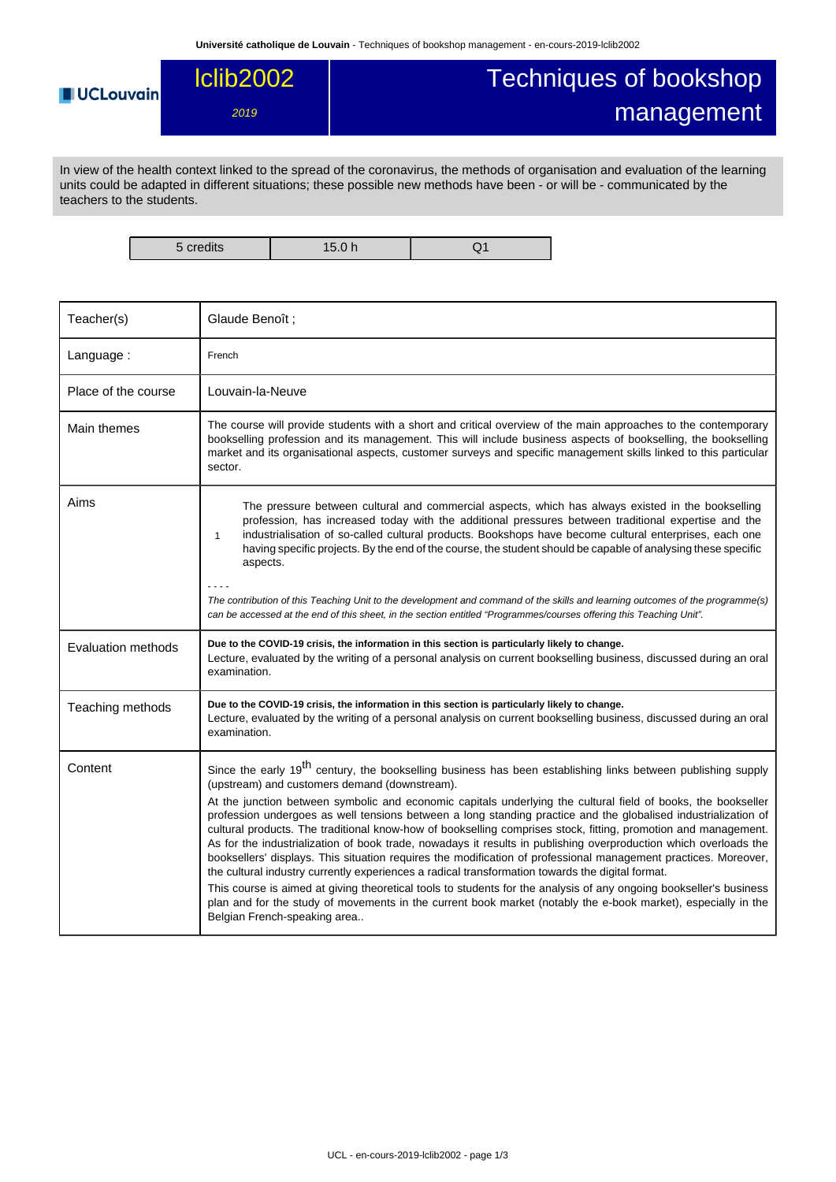UCLouvain

# lclib2002

*2019*

# Techniques of bookshop management

In view of the health context linked to the spread of the coronavirus, the methods of organisation and evaluation of the learning units could be adapted in different situations; these possible new methods have been - or will be - communicated by the teachers to the students.

| 5 credits | 15.0 h | Q1 |
|---|---|---|

| | |
|---|---|
| Teacher(s) | Glaude Benoît ; |
| Language : | French |
| Place of the course | Louvain-la-Neuve |
| Main themes | The course will provide students with a short and critical overview of the main approaches to the contemporary bookselling profession and its management. This will include business aspects of bookselling, the bookselling market and its organisational aspects, customer surveys and specific management skills linked to this particular sector. |
| Aims | 1 — The pressure between cultural and commercial aspects, which has always existed in the bookselling profession, has increased today with the additional pressures between traditional expertise and the industrialisation of so-called cultural products. Bookshops have become cultural enterprises, each one having specific projects. By the end of the course, the student should be capable of analysing these specific aspects.<br>- - - -<br>*The contribution of this Teaching Unit to the development and command of the skills and learning outcomes of the programme(s) can be accessed at the end of this sheet, in the section entitled "Programmes/courses offering this Teaching Unit".* |
| Evaluation methods | **Due to the COVID-19 crisis, the information in this section is particularly likely to change.**<br>Lecture, evaluated by the writing of a personal analysis on current bookselling business, discussed during an oral examination. |
| Teaching methods | **Due to the COVID-19 crisis, the information in this section is particularly likely to change.**<br>Lecture, evaluated by the writing of a personal analysis on current bookselling business, discussed during an oral examination. |
| Content | Since the early $19^{th}$ century, the bookselling business has been establishing links between publishing supply (upstream) and customers demand (downstream).<br>At the junction between symbolic and economic capitals underlying the cultural field of books, the bookseller profession undergoes as well tensions between a long standing practice and the globalised industrialization of cultural products. The traditional know-how of bookselling comprises stock, fitting, promotion and management. As for the industrialization of book trade, nowadays it results in publishing overproduction which overloads the booksellers' displays. This situation requires the modification of professional management practices. Moreover, the cultural industry currently experiences a radical transformation towards the digital format.<br>This course is aimed at giving theoretical tools to students for the analysis of any ongoing bookseller's business plan and for the study of movements in the current book market (notably the e-book market), especially in the Belgian French-speaking area.. |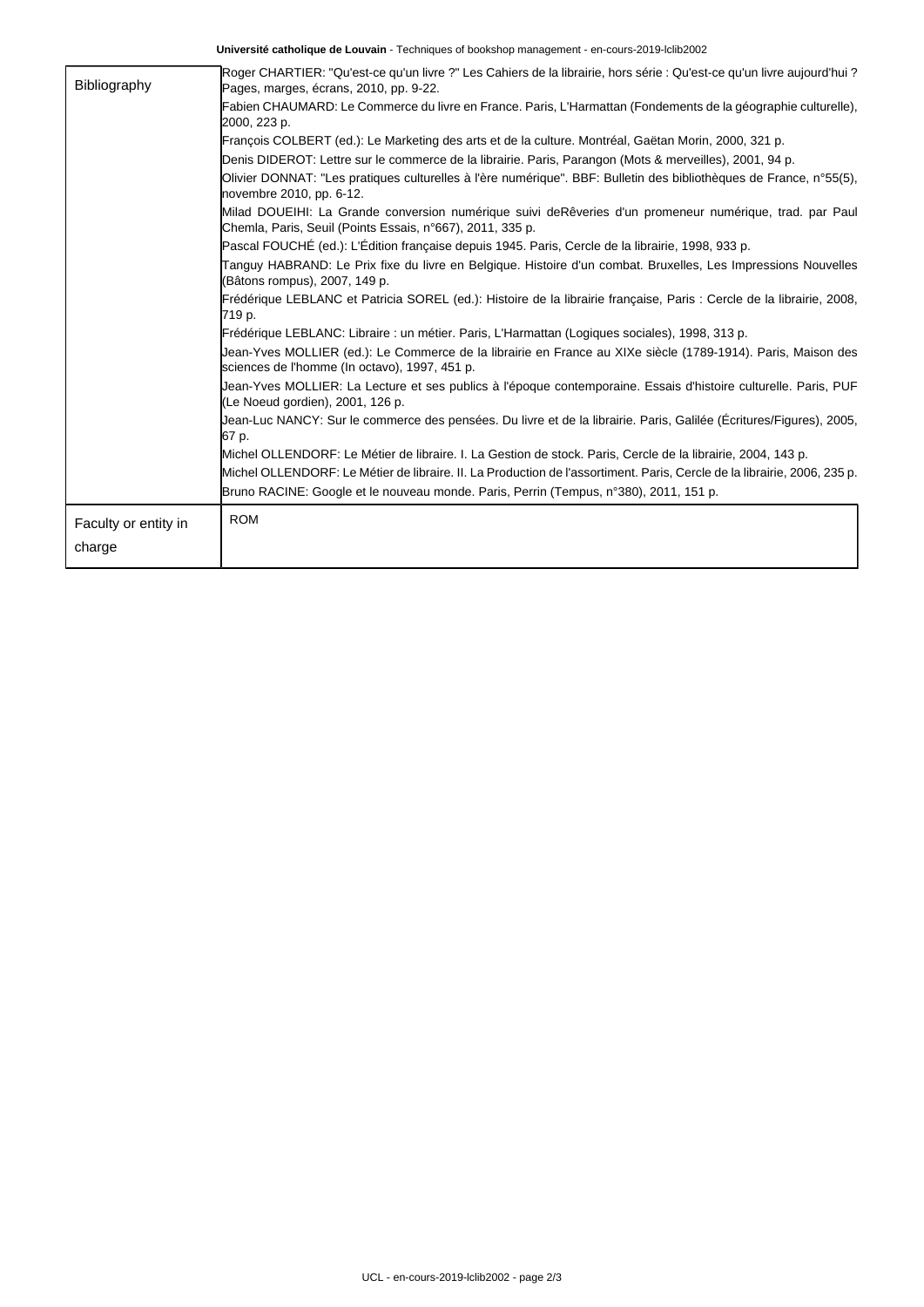| | |
|---|---|
| Bibliography | Roger CHARTIER: "Qu'est-ce qu'un livre ?" Les Cahiers de la librairie, hors série : Qu'est-ce qu'un livre aujourd'hui ? Pages, marges, écrans, 2010, pp. 9-22.<br>Fabien CHAUMARD: Le Commerce du livre en France. Paris, L'Harmattan (Fondements de la géographie culturelle), 2000, 223 p.<br>François COLBERT (ed.): Le Marketing des arts et de la culture. Montréal, Gaëtan Morin, 2000, 321 p.<br>Denis DIDEROT: Lettre sur le commerce de la librairie. Paris, Parangon (Mots & merveilles), 2001, 94 p.<br>Olivier DONNAT: "Les pratiques culturelles à l'ère numérique". BBF: Bulletin des bibliothèques de France, n°55(5), novembre 2010, pp. 6-12.<br>Milad DOUEIHI: La Grande conversion numérique suivi deRêveries d'un promeneur numérique, trad. par Paul Chemla, Paris, Seuil (Points Essais, n°667), 2011, 335 p.<br>Pascal FOUCHÉ (ed.): L'Édition française depuis 1945. Paris, Cercle de la librairie, 1998, 933 p.<br>Tanguy HABRAND: Le Prix fixe du livre en Belgique. Histoire d'un combat. Bruxelles, Les Impressions Nouvelles (Bâtons rompus), 2007, 149 p.<br>Frédérique LEBLANC et Patricia SOREL (ed.): Histoire de la librairie française, Paris : Cercle de la librairie, 2008, 719 p.<br>Frédérique LEBLANC: Libraire : un métier. Paris, L'Harmattan (Logiques sociales), 1998, 313 p.<br>Jean-Yves MOLLIER (ed.): Le Commerce de la librairie en France au XIXe siècle (1789-1914). Paris, Maison des sciences de l'homme (In octavo), 1997, 451 p.<br>Jean-Yves MOLLIER: La Lecture et ses publics à l'époque contemporaine. Essais d'histoire culturelle. Paris, PUF (Le Noeud gordien), 2001, 126 p.<br>Jean-Luc NANCY: Sur le commerce des pensées. Du livre et de la librairie. Paris, Galilée (Écritures/Figures), 2005, 67 p.<br>Michel OLLENDORF: Le Métier de libraire. I. La Gestion de stock. Paris, Cercle de la librairie, 2004, 143 p.<br>Michel OLLENDORF: Le Métier de libraire. II. La Production de l'assortiment. Paris, Cercle de la librairie, 2006, 235 p.<br>Bruno RACINE: Google et le nouveau monde. Paris, Perrin (Tempus, n°380), 2011, 151 p. |
| Faculty or entity in charge | ROM |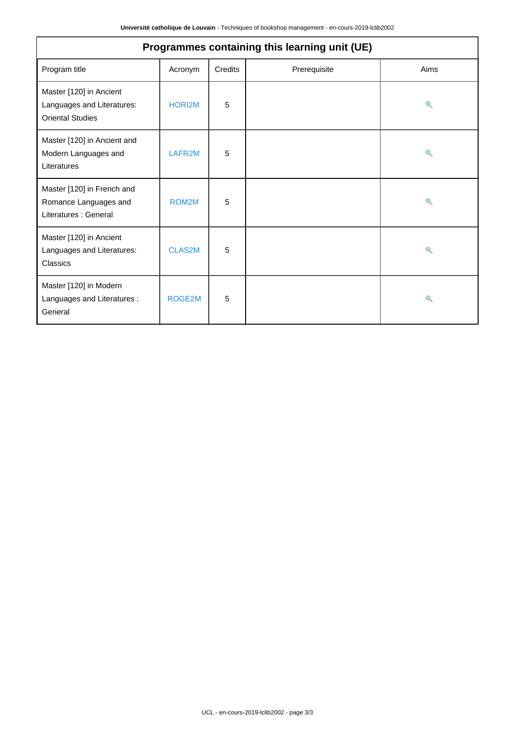## Programmes containing this learning unit (UE)

| Program title | Acronym | Credits | Prerequisite | Aims |
| --- | --- | --- | --- | --- |
| Master [120] in Ancient Languages and Literatures: Oriental Studies | HORI2M | 5 | | 🔍 |
| Master [120] in Ancient and Modern Languages and Literatures | LAFR2M | 5 | | 🔍 |
| Master [120] in French and Romance Languages and Literatures : General | ROM2M | 5 | | 🔍 |
| Master [120] in Ancient Languages and Literatures: Classics | CLAS2M | 5 | | 🔍 |
| Master [120] in Modern Languages and Literatures : General | ROGE2M | 5 | | 🔍 |